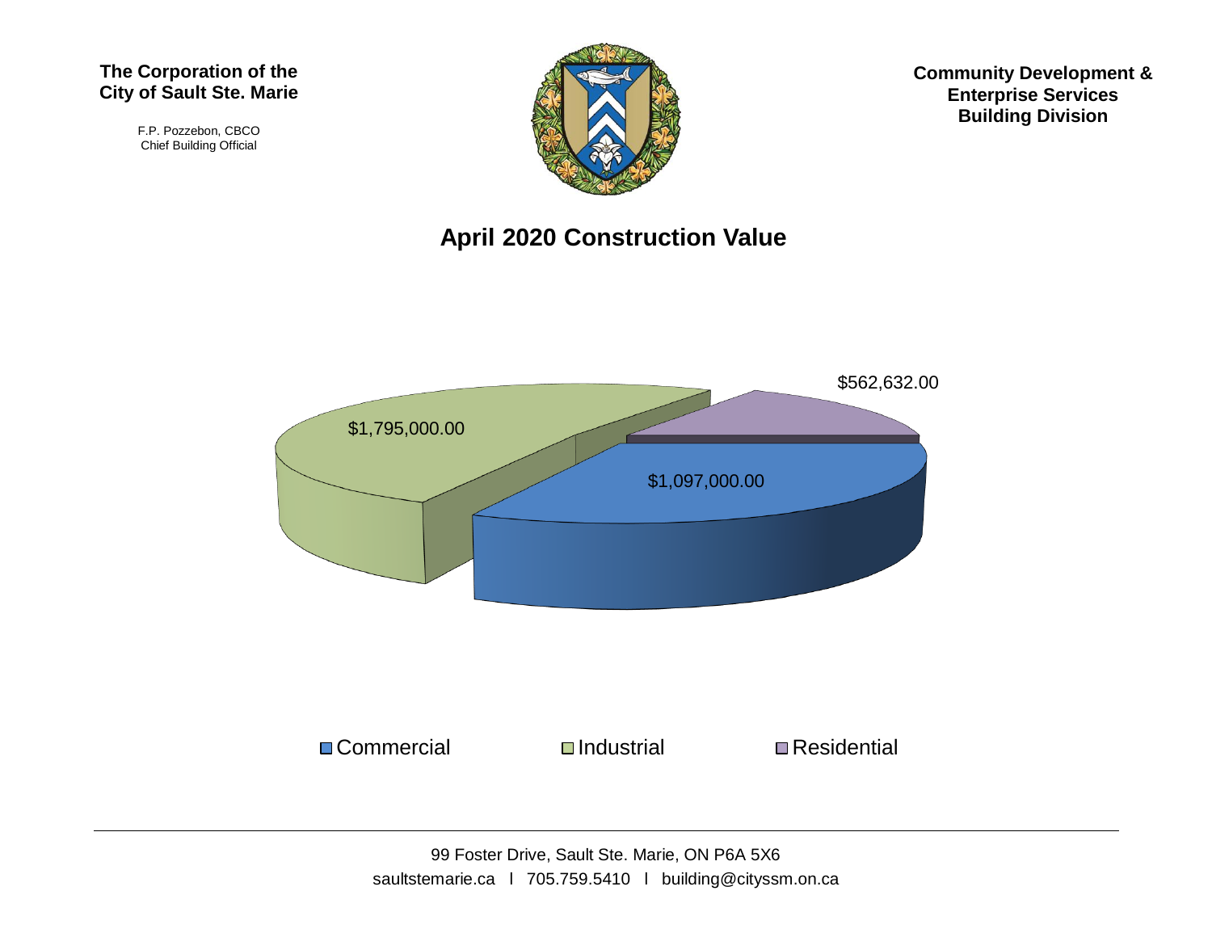**The Corporation of the City of Sault Ste. Marie**

F.P. Pozzebon, CBCO
Chief Building Official

**Community Development & Enterprise Services Building Division**

# April 2020 Construction Value

| Category | Value |
|---|---|
| Commercial | $1,097,000.00 |
| Industrial | $1,795,000.00 |
| Residential | $562,632.00 |

99 Foster Drive, Sault Ste. Marie, ON P6A 5X6
saultstemarie.ca l 705.759.5410 l building@cityssm.on.ca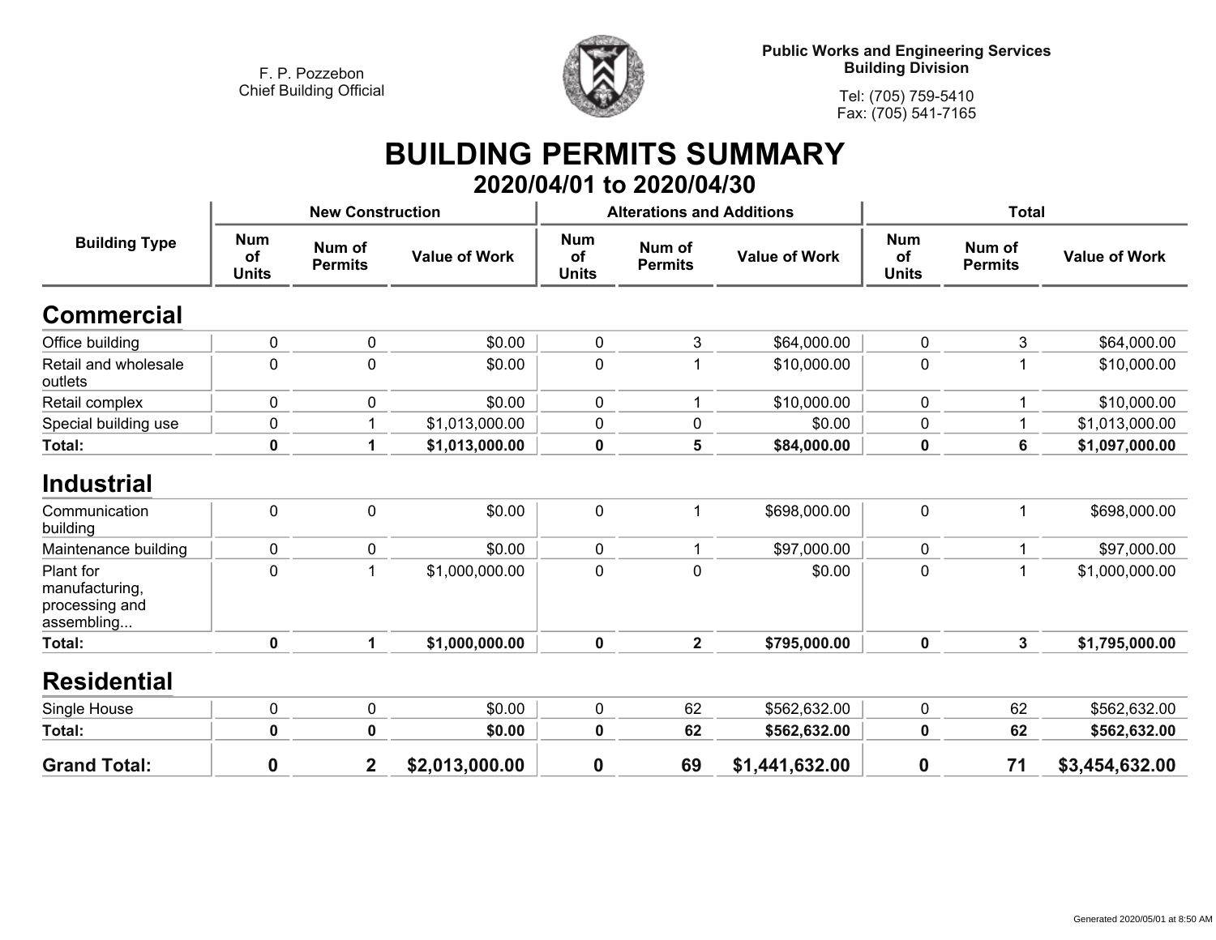F. P. Pozzebon
Chief Building Official

**Public Works and Engineering Services**
**Building Division**

Tel: (705) 759-5410
Fax: (705) 541-7165

# BUILDING PERMITS SUMMARY

## 2020/04/01 to 2020/04/30

| Building Type | New Construction | | | Alterations and Additions | | | Total | | |
|---|---|---|---|---|---|---|---|---|---|
| | Num of Units | Num of Permits | Value of Work | Num of Units | Num of Permits | Value of Work | Num of Units | Num of Permits | Value of Work |
| **Commercial** | | | | | | | | | |
| Office building | 0 | 0 | $0.00 | 0 | 3 | $64,000.00 | 0 | 3 | $64,000.00 |
| Retail and wholesale outlets | 0 | 0 | $0.00 | 0 | 1 | $10,000.00 | 0 | 1 | $10,000.00 |
| Retail complex | 0 | 0 | $0.00 | 0 | 1 | $10,000.00 | 0 | 1 | $10,000.00 |
| Special building use | 0 | 1 | $1,013,000.00 | 0 | 0 | $0.00 | 0 | 1 | $1,013,000.00 |
| **Total:** | **0** | **1** | **$1,013,000.00** | **0** | **5** | **$84,000.00** | **0** | **6** | **$1,097,000.00** |
| **Industrial** | | | | | | | | | |
| Communication building | 0 | 0 | $0.00 | 0 | 1 | $698,000.00 | 0 | 1 | $698,000.00 |
| Maintenance building | 0 | 0 | $0.00 | 0 | 1 | $97,000.00 | 0 | 1 | $97,000.00 |
| Plant for manufacturing, processing and assembling... | 0 | 1 | $1,000,000.00 | 0 | 0 | $0.00 | 0 | 1 | $1,000,000.00 |
| **Total:** | **0** | **1** | **$1,000,000.00** | **0** | **2** | **$795,000.00** | **0** | **3** | **$1,795,000.00** |
| **Residential** | | | | | | | | | |
| Single House | 0 | 0 | $0.00 | 0 | 62 | $562,632.00 | 0 | 62 | $562,632.00 |
| **Total:** | **0** | **0** | **$0.00** | **0** | **62** | **$562,632.00** | **0** | **62** | **$562,632.00** |
| **Grand Total:** | **0** | **2** | **$2,013,000.00** | **0** | **69** | **$1,441,632.00** | **0** | **71** | **$3,454,632.00** |

Generated 2020/05/01 at 8:50 AM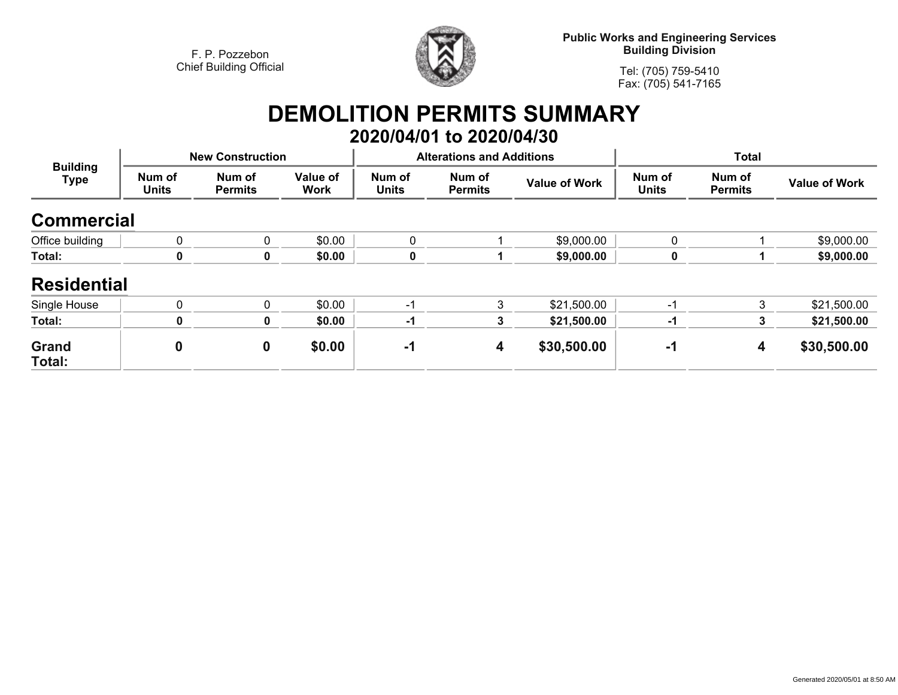F. P. Pozzebon
Chief Building Official

**Public Works and Engineering Services**
**Building Division**

Tel: (705) 759-5410
Fax: (705) 541-7165

# DEMOLITION PERMITS SUMMARY

## 2020/04/01 to 2020/04/30

| Building Type | New Construction | | | Alterations and Additions | | | Total | | |
|---|---|---|---|---|---|---|---|---|---|
| | Num of Units | Num of Permits | Value of Work | Num of Units | Num of Permits | Value of Work | Num of Units | Num of Permits | Value of Work |
| **Commercial** | | | | | | | | | |
| Office building | 0 | 0 | $0.00 | 0 | 1 | $9,000.00 | 0 | 1 | $9,000.00 |
| **Total:** | **0** | **0** | **$0.00** | **0** | **1** | **$9,000.00** | **0** | **1** | **$9,000.00** |
| **Residential** | | | | | | | | | |
| Single House | 0 | 0 | $0.00 | -1 | 3 | $21,500.00 | -1 | 3 | $21,500.00 |
| **Total:** | **0** | **0** | **$0.00** | **-1** | **3** | **$21,500.00** | **-1** | **3** | **$21,500.00** |
| **Grand Total:** | **0** | **0** | **$0.00** | **-1** | **4** | **$30,500.00** | **-1** | **4** | **$30,500.00** |

Generated 2020/05/01 at 8:50 AM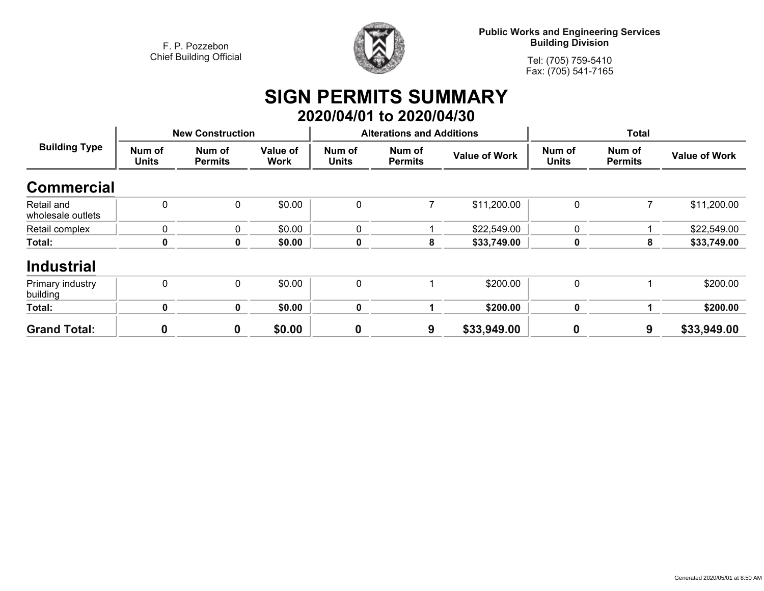F. P. Pozzebon
Chief Building Official

**Public Works and Engineering Services**
**Building Division**

Tel: (705) 759-5410
Fax: (705) 541-7165

# SIGN PERMITS SUMMARY
## 2020/04/01 to 2020/04/30

| Building Type | New Construction | | | Alterations and Additions | | | Total | | |
|---|---|---|---|---|---|---|---|---|---|
| | Num of Units | Num of Permits | Value of Work | Num of Units | Num of Permits | Value of Work | Num of Units | Num of Permits | Value of Work |
| **Commercial** | | | | | | | | | |
| Retail and wholesale outlets | 0 | 0 | $0.00 | 0 | 7 | $11,200.00 | 0 | 7 | $11,200.00 |
| Retail complex | 0 | 0 | $0.00 | 0 | 1 | $22,549.00 | 0 | 1 | $22,549.00 |
| **Total:** | **0** | **0** | **$0.00** | **0** | **8** | **$33,749.00** | **0** | **8** | **$33,749.00** |
| **Industrial** | | | | | | | | | |
| Primary industry building | 0 | 0 | $0.00 | 0 | 1 | $200.00 | 0 | 1 | $200.00 |
| **Total:** | **0** | **0** | **$0.00** | **0** | **1** | **$200.00** | **0** | **1** | **$200.00** |
| **Grand Total:** | **0** | **0** | **$0.00** | **0** | **9** | **$33,949.00** | **0** | **9** | **$33,949.00** |

Generated 2020/05/01 at 8:50 AM